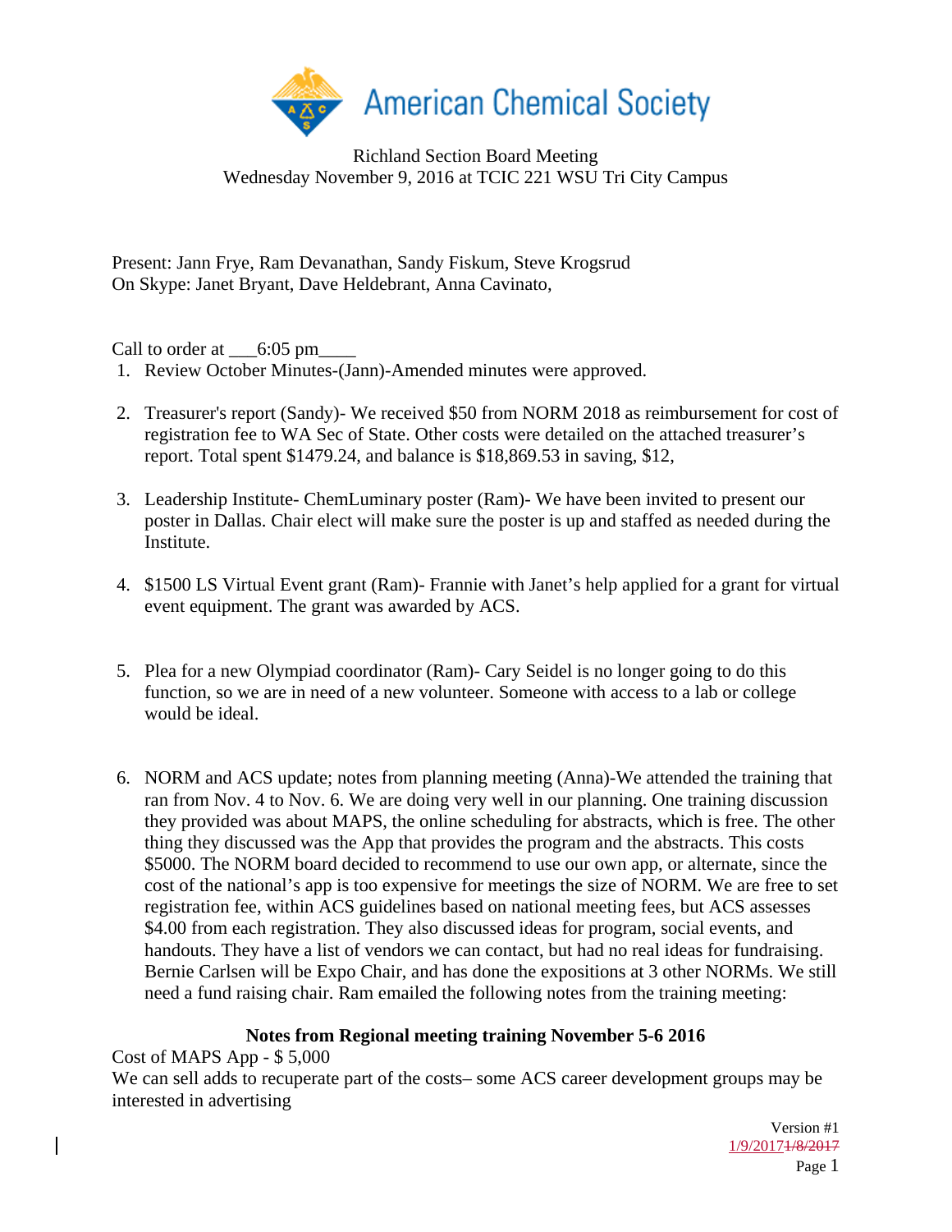American Chemical Society

Richland Section Board Meeting
Wednesday November 9, 2016 at TCIC 221 WSU Tri City Campus

Present: Jann Frye, Ram Devanathan, Sandy Fiskum, Steve Krogsrud
On Skype: Janet Bryant, Dave Heldebrant, Anna Cavinato,

Call to order at ___6:05 pm____

1. Review October Minutes-(Jann)-Amended minutes were approved.

2. Treasurer's report (Sandy)- We received $50 from NORM 2018 as reimbursement for cost of registration fee to WA Sec of State. Other costs were detailed on the attached treasurer's report. Total spent $1479.24, and balance is $18,869.53 in saving, $12,

3. Leadership Institute- ChemLuminary poster (Ram)- We have been invited to present our poster in Dallas. Chair elect will make sure the poster is up and staffed as needed during the Institute.

4. $1500 LS Virtual Event grant (Ram)- Frannie with Janet's help applied for a grant for virtual event equipment. The grant was awarded by ACS.

5. Plea for a new Olympiad coordinator (Ram)- Cary Seidel is no longer going to do this function, so we are in need of a new volunteer. Someone with access to a lab or college would be ideal.

6. NORM and ACS update; notes from planning meeting (Anna)-We attended the training that ran from Nov. 4 to Nov. 6. We are doing very well in our planning. One training discussion they provided was about MAPS, the online scheduling for abstracts, which is free. The other thing they discussed was the App that provides the program and the abstracts. This costs $5000. The NORM board decided to recommend to use our own app, or alternate, since the cost of the national's app is too expensive for meetings the size of NORM. We are free to set registration fee, within ACS guidelines based on national meeting fees, but ACS assesses $4.00 from each registration. They also discussed ideas for program, social events, and handouts. They have a list of vendors we can contact, but had no real ideas for fundraising. Bernie Carlsen will be Expo Chair, and has done the expositions at 3 other NORMs. We still need a fund raising chair. Ram emailed the following notes from the training meeting:

**Notes from Regional meeting training November 5-6 2016**

Cost of MAPS App - $ 5,000
We can sell adds to recuperate part of the costs– some ACS career development groups may be interested in advertising

Version #1
1/9/2017~~1/8/2017~~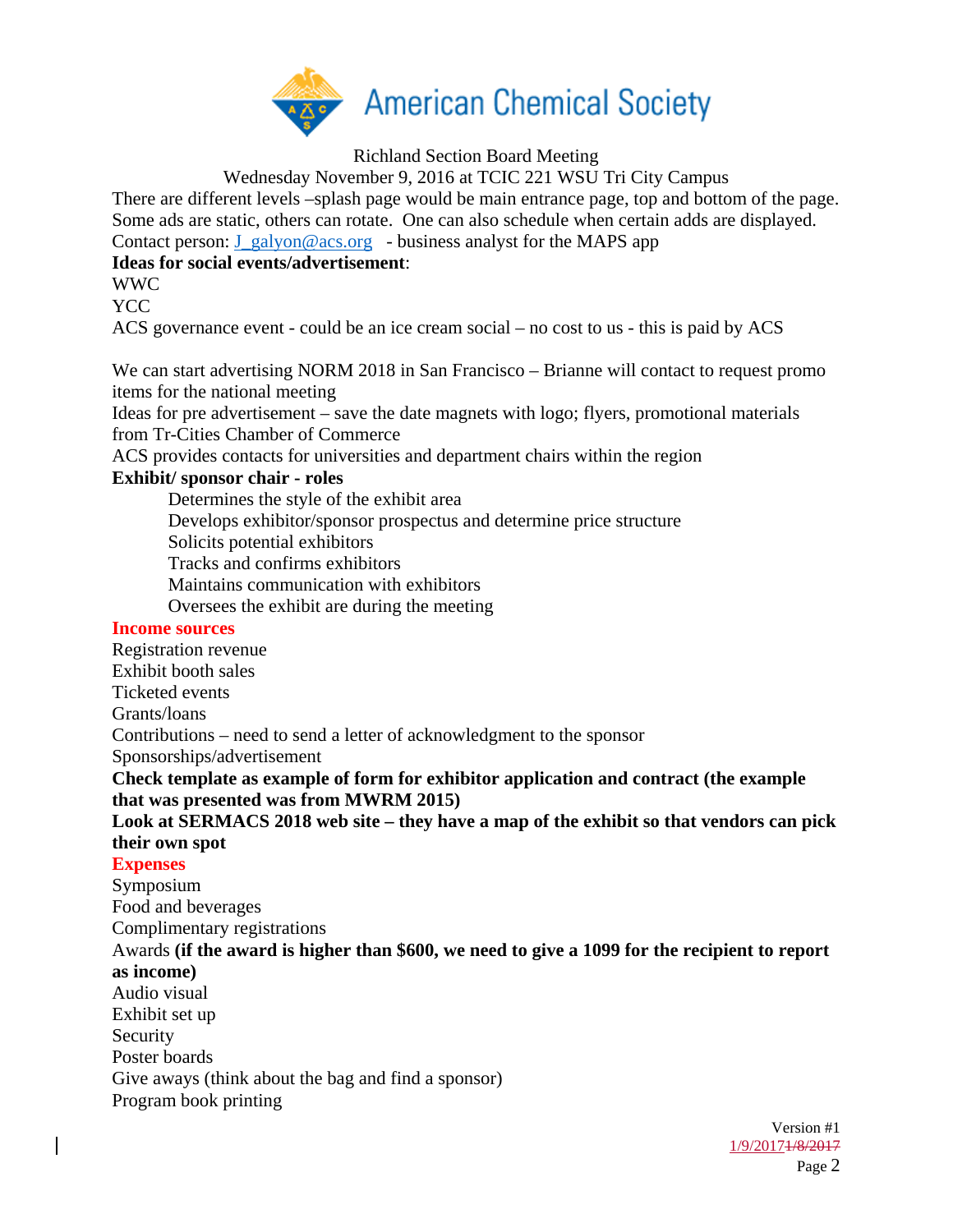Richland Section Board Meeting

Wednesday November 9, 2016 at TCIC 221 WSU Tri City Campus

There are different levels –splash page would be main entrance page, top and bottom of the page. Some ads are static, others can rotate. One can also schedule when certain adds are displayed.

Contact person: J_galyon@acs.org - business analyst for the MAPS app

**Ideas for social events/advertisement**:

WWC

YCC

ACS governance event - could be an ice cream social – no cost to us - this is paid by ACS

We can start advertising NORM 2018 in San Francisco – Brianne will contact to request promo items for the national meeting

Ideas for pre advertisement – save the date magnets with logo; flyers, promotional materials from Tr-Cities Chamber of Commerce

ACS provides contacts for universities and department chairs within the region

**Exhibit/ sponsor chair - roles**

- Determines the style of the exhibit area
- Develops exhibitor/sponsor prospectus and determine price structure
- Solicits potential exhibitors
- Tracks and confirms exhibitors
- Maintains communication with exhibitors
- Oversees the exhibit are during the meeting

**Income sources**

Registration revenue

Exhibit booth sales

Ticketed events

Grants/loans

Contributions – need to send a letter of acknowledgment to the sponsor

Sponsorships/advertisement

**Check template as example of form for exhibitor application and contract (the example that was presented was from MWRM 2015)**

**Look at SERMACS 2018 web site – they have a map of the exhibit so that vendors can pick their own spot**

**Expenses**

Symposium

Food and beverages

Complimentary registrations

Awards **(if the award is higher than $600, we need to give a 1099 for the recipient to report as income)**

Audio visual

Exhibit set up

Security

Poster boards

Give aways (think about the bag and find a sponsor)

Program book printing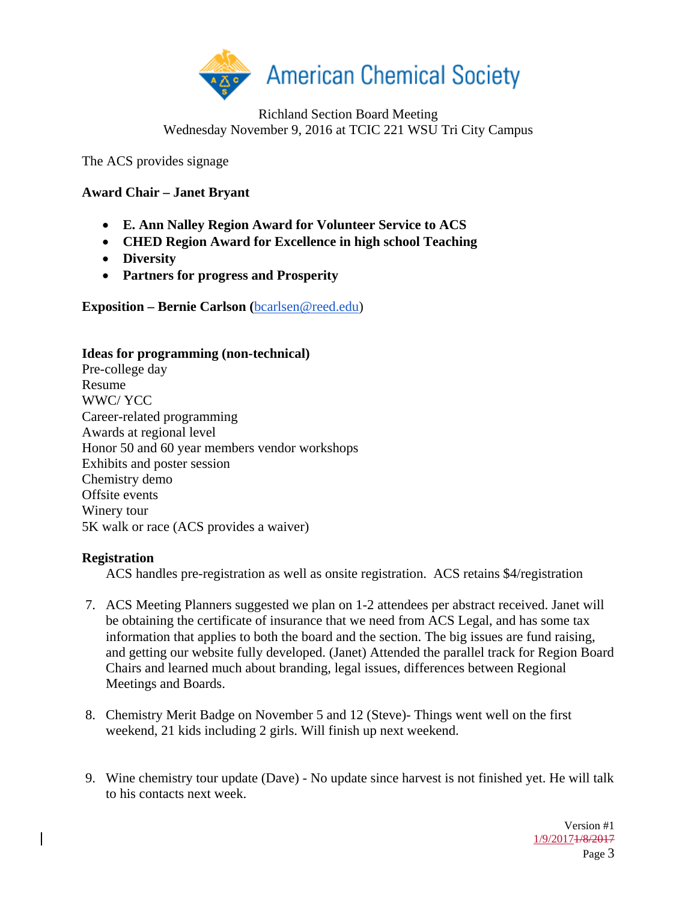American Chemical Society

Richland Section Board Meeting
Wednesday November 9, 2016 at TCIC 221 WSU Tri City Campus

The ACS provides signage

**Award Chair – Janet Bryant**

- **E. Ann Nalley Region Award for Volunteer Service to ACS**
- **CHED Region Award for Excellence in high school Teaching**
- **Diversity**
- **Partners for progress and Prosperity**

**Exposition – Bernie Carlson (**bcarlsen@reed.edu)

**Ideas for programming (non-technical)**
Pre-college day
Resume
WWC/ YCC
Career-related programming
Awards at regional level
Honor 50 and 60 year members vendor workshops
Exhibits and poster session
Chemistry demo
Offsite events
Winery tour
5K walk or race (ACS provides a waiver)

**Registration**

ACS handles pre-registration as well as onsite registration. ACS retains $4/registration

7. ACS Meeting Planners suggested we plan on 1-2 attendees per abstract received. Janet will be obtaining the certificate of insurance that we need from ACS Legal, and has some tax information that applies to both the board and the section. The big issues are fund raising, and getting our website fully developed. (Janet) Attended the parallel track for Region Board Chairs and learned much about branding, legal issues, differences between Regional Meetings and Boards.

8. Chemistry Merit Badge on November 5 and 12 (Steve)- Things went well on the first weekend, 21 kids including 2 girls. Will finish up next weekend.

9. Wine chemistry tour update (Dave) - No update since harvest is not finished yet. He will talk to his contacts next week.

Version #1
1/9/2017~~1/8/2017~~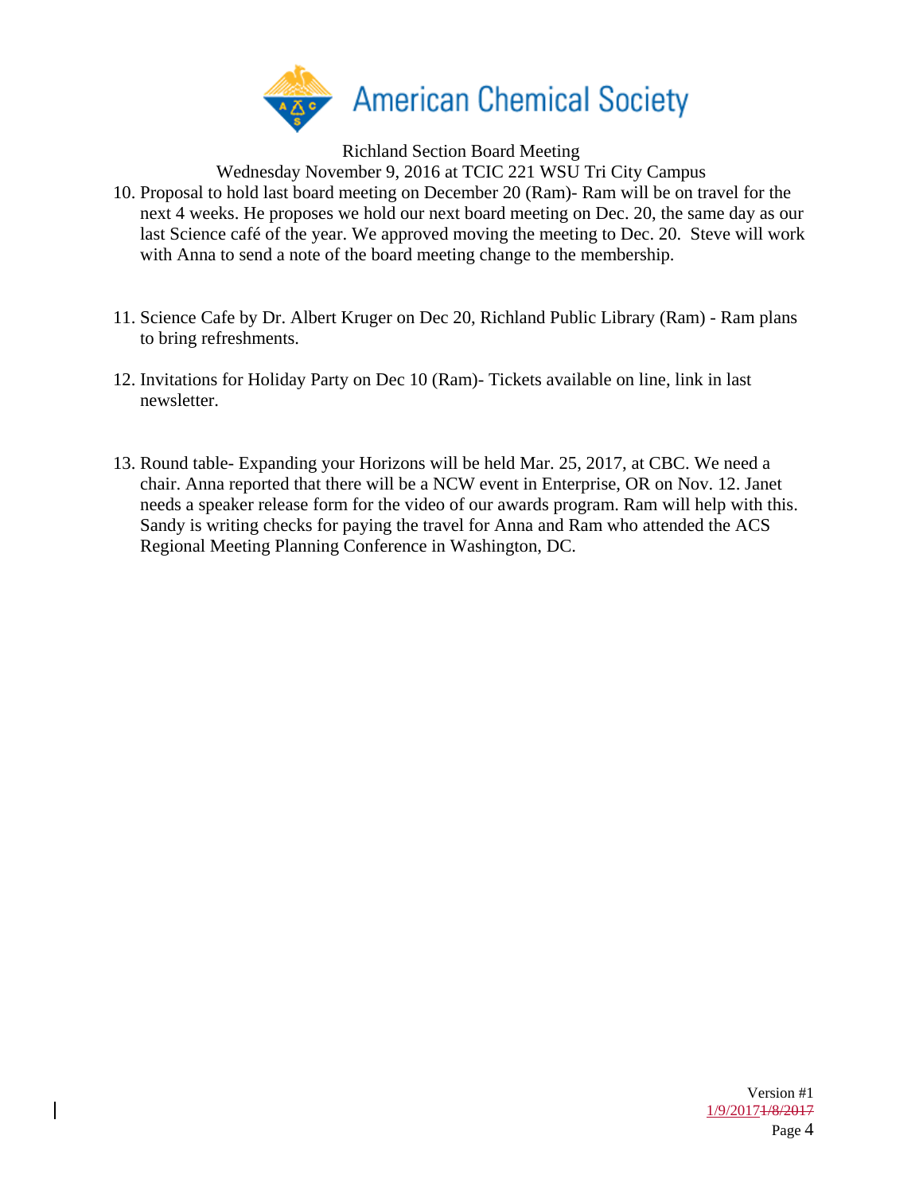Richland Section Board Meeting

Wednesday November 9, 2016 at TCIC 221 WSU Tri City Campus

10. Proposal to hold last board meeting on December 20 (Ram)- Ram will be on travel for the next 4 weeks. He proposes we hold our next board meeting on Dec. 20, the same day as our last Science café of the year. We approved moving the meeting to Dec. 20. Steve will work with Anna to send a note of the board meeting change to the membership.

11. Science Cafe by Dr. Albert Kruger on Dec 20, Richland Public Library (Ram) - Ram plans to bring refreshments.

12. Invitations for Holiday Party on Dec 10 (Ram)- Tickets available on line, link in last newsletter.

13. Round table- Expanding your Horizons will be held Mar. 25, 2017, at CBC. We need a chair. Anna reported that there will be a NCW event in Enterprise, OR on Nov. 12. Janet needs a speaker release form for the video of our awards program. Ram will help with this. Sandy is writing checks for paying the travel for Anna and Ram who attended the ACS Regional Meeting Planning Conference in Washington, DC.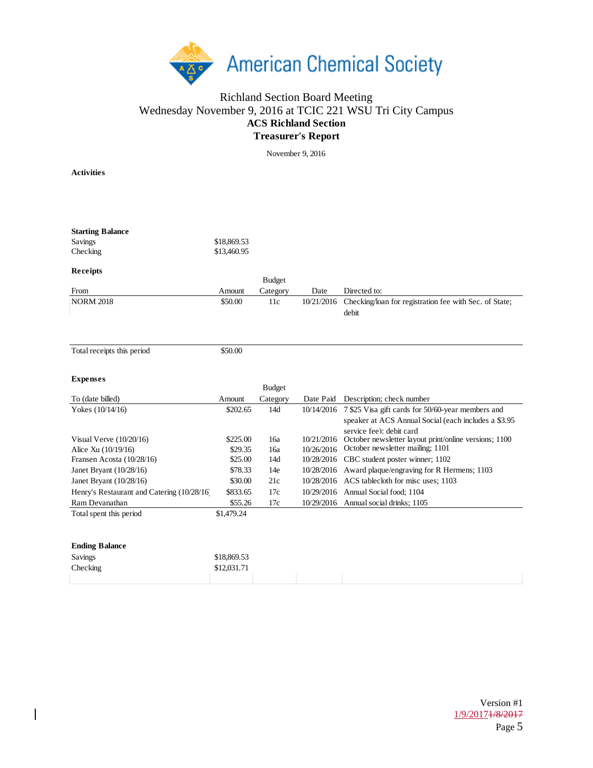Richland Section Board Meeting
Wednesday November 9, 2016 at TCIC 221 WSU Tri City Campus

**ACS Richland Section**

**Treasurer's Report**

November 9, 2016

**Activities**

**Starting Balance**

| | |
|---|---|
| Savings | $18,869.53 |
| Checking | $13,460.95 |

**Receipts**

| From | Amount | Budget Category | Date | Directed to: |
|---|---|---|---|---|
| NORM 2018 | $50.00 | 11c | 10/21/2016 | Checking/loan for registration fee with Sec. of State; debit |
| Total receipts this period | $50.00 | | | |

**Expenses**

| To (date billed) | Amount | Budget Category | Date Paid | Description; check number |
|---|---|---|---|---|
| Yokes (10/14/16) | $202.65 | 14d | 10/14/2016 | 7 $25 Visa gift cards for 50/60-year members and speaker at ACS Annual Social (each includes a $3.95 service fee); debit card |
| Visual Verve (10/20/16) | $225.00 | 16a | 10/21/2016 | October newsletter layout print/online versions; 1100 |
| Alice Xu (10/19/16) | $29.35 | 16a | 10/26/2016 | October newsletter mailing; 1101 |
| Fransen Acosta (10/28/16) | $25.00 | 14d | 10/28/2016 | CBC student poster winner; 1102 |
| Janet Bryant (10/28/16) | $78.33 | 14e | 10/28/2016 | Award plaque/engraving for R Hermens; 1103 |
| Janet Bryant (10/28/16) | $30.00 | 21c | 10/28/2016 | ACS tablecloth for misc uses; 1103 |
| Henry's Restaurant and Catering (10/28/16) | $833.65 | 17c | 10/29/2016 | Annual Social food; 1104 |
| Ram Devanathan | $55.26 | 17c | 10/29/2016 | Annual social drinks; 1105 |
| Total spent this period | $1,479.24 | | | |

**Ending Balance**

| | |
|---|---|
| Savings | $18,869.53 |
| Checking | $12,031.71 |

Version #1
1/9/2017~~1/8/2017~~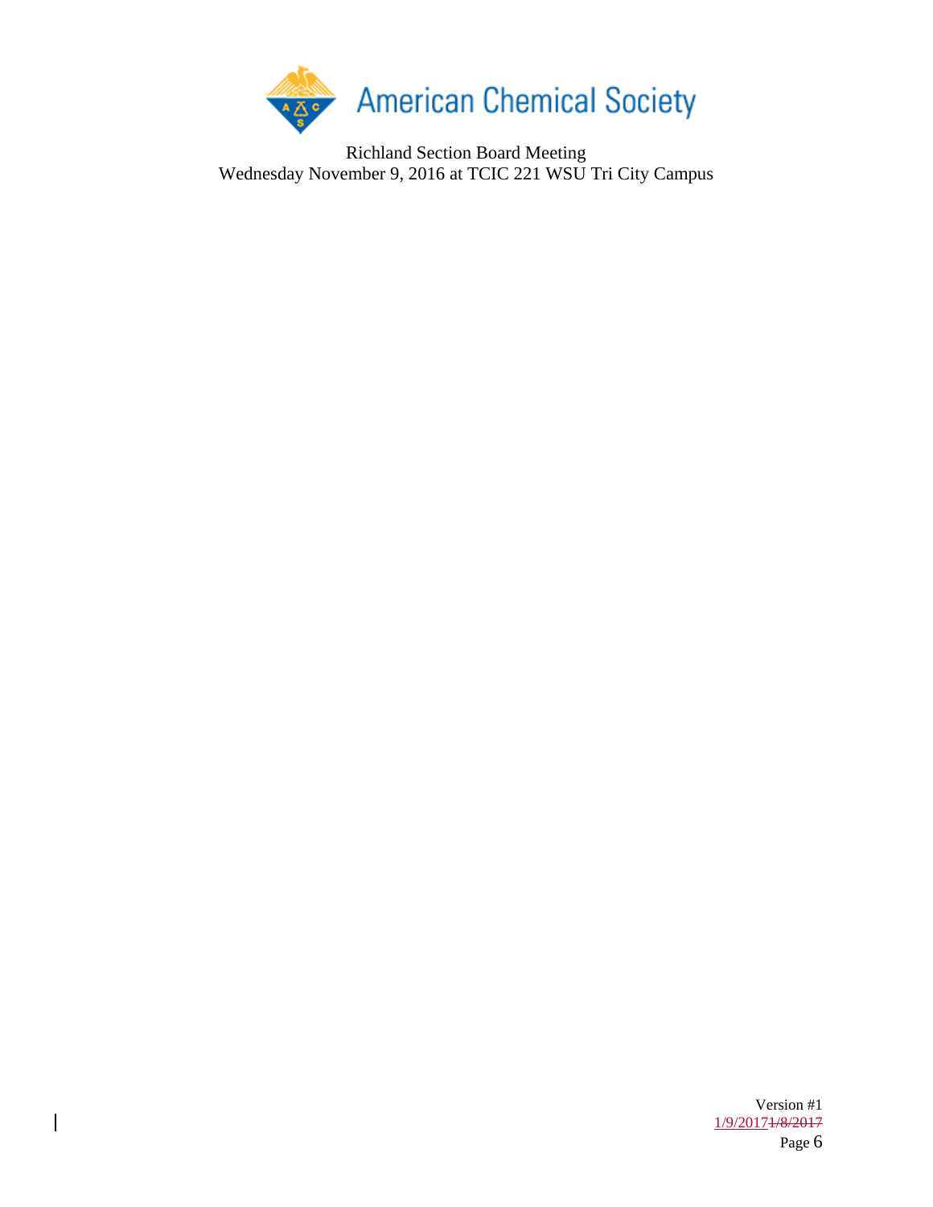Richland Section Board Meeting
Wednesday November 9, 2016 at TCIC 221 WSU Tri City Campus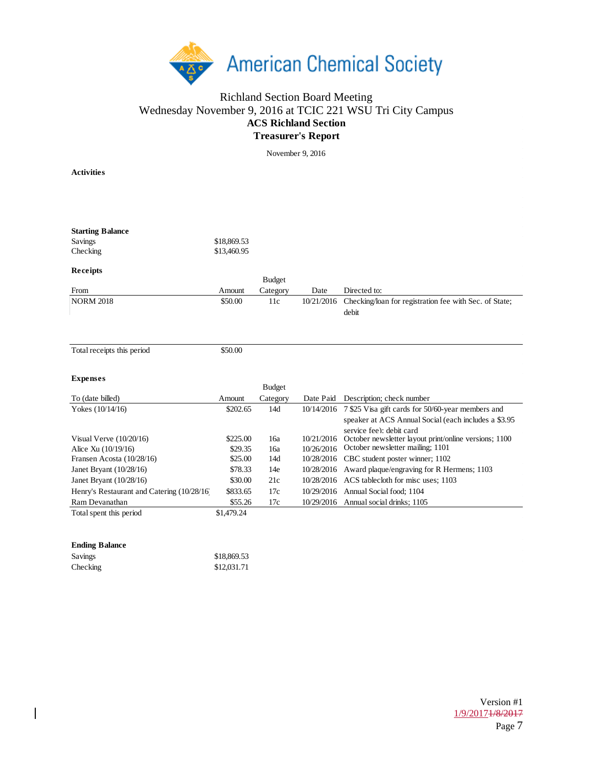American Chemical Society

Richland Section Board Meeting
Wednesday November 9, 2016 at TCIC 221 WSU Tri City Campus

**ACS Richland Section**

**Treasurer's Report**

November 9, 2016

**Activities**

**Starting Balance**

| | |
|---|---|
| Savings | $18,869.53 |
| Checking | $13,460.95 |

**Receipts**

| From | Amount | Budget Category | Date | Directed to: |
|---|---|---|---|---|
| NORM 2018 | $50.00 | 11c | 10/21/2016 | Checking/loan for registration fee with Sec. of State; debit |
| Total receipts this period | $50.00 | | | |

**Expenses**

| To (date billed) | Amount | Budget Category | Date Paid | Description; check number |
|---|---|---|---|---|
| Yokes (10/14/16) | $202.65 | 14d | 10/14/2016 | 7 $25 Visa gift cards for 50/60-year members and speaker at ACS Annual Social (each includes a $3.95 service fee); debit card |
| Visual Verve (10/20/16) | $225.00 | 16a | 10/21/2016 | October newsletter layout print/online versions; 1100 |
| Alice Xu (10/19/16) | $29.35 | 16a | 10/26/2016 | October newsletter mailing; 1101 |
| Fransen Acosta (10/28/16) | $25.00 | 14d | 10/28/2016 | CBC student poster winner; 1102 |
| Janet Bryant (10/28/16) | $78.33 | 14e | 10/28/2016 | Award plaque/engraving for R Hermens; 1103 |
| Janet Bryant (10/28/16) | $30.00 | 21c | 10/28/2016 | ACS tablecloth for misc uses; 1103 |
| Henry's Restaurant and Catering (10/28/16) | $833.65 | 17c | 10/29/2016 | Annual Social food; 1104 |
| Ram Devanathan | $55.26 | 17c | 10/29/2016 | Annual social drinks; 1105 |
| Total spent this period | $1,479.24 | | | |

**Ending Balance**

| | |
|---|---|
| Savings | $18,869.53 |
| Checking | $12,031.71 |

Version #1
1/9/2017~~1/8/2017~~